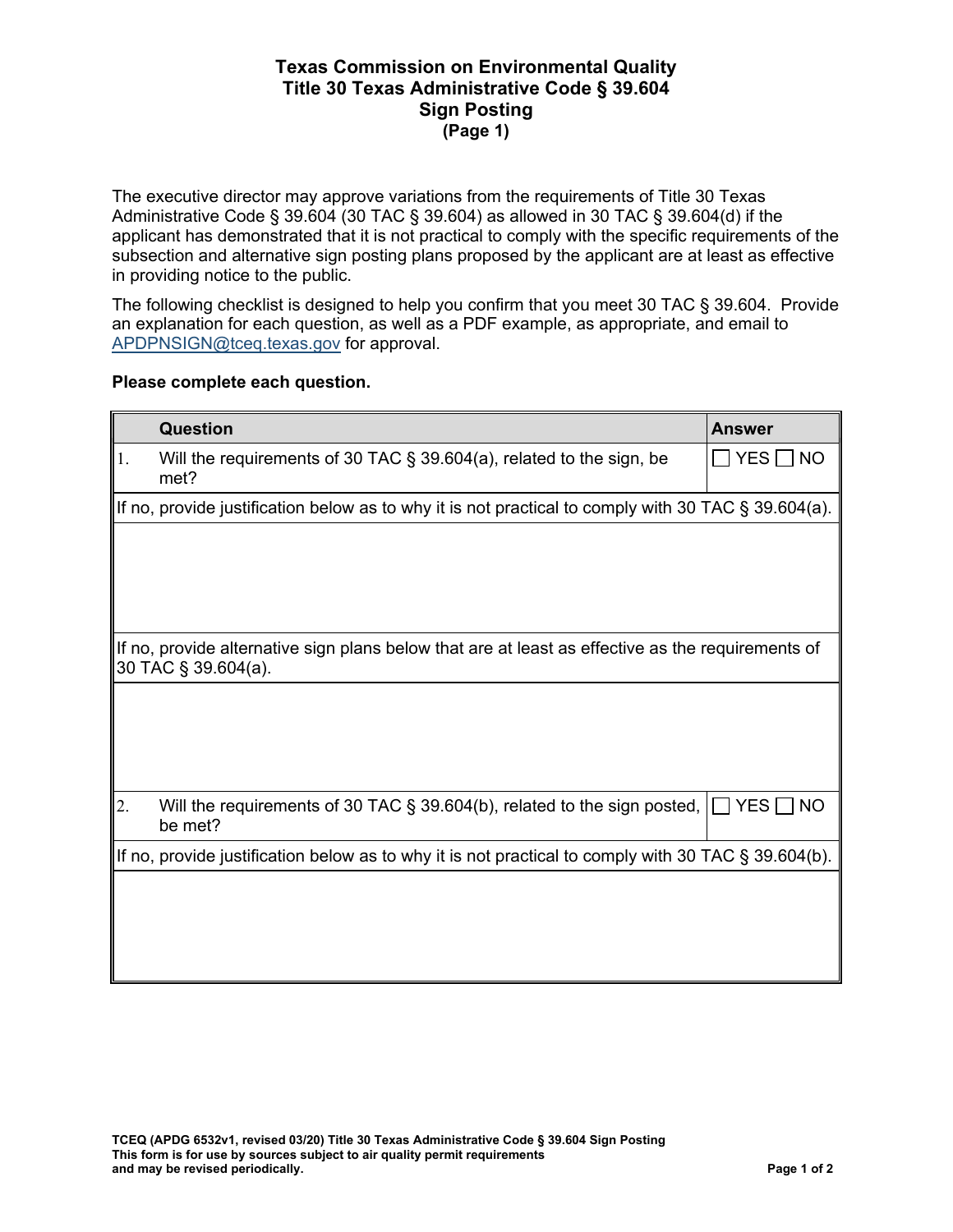# Texas Commission on Environmental Quality
# Title 30 Texas Administrative Code § 39.604
# Sign Posting
**(Page 1)**

The executive director may approve variations from the requirements of Title 30 Texas Administrative Code § 39.604 (30 TAC § 39.604) as allowed in 30 TAC § 39.604(d) if the applicant has demonstrated that it is not practical to comply with the specific requirements of the subsection and alternative sign posting plans proposed by the applicant are at least as effective in providing notice to the public.

The following checklist is designed to help you confirm that you meet 30 TAC § 39.604. Provide an explanation for each question, as well as a PDF example, as appropriate, and email to APDPNSIGN@tceq.texas.gov for approval.

**Please complete each question.**

| | Question | Answer |
|---|---|---|
| 1. | Will the requirements of 30 TAC § 39.604(a), related to the sign, be met? | ☐ YES ☐ NO |
| If no, provide justification below as to why it is not practical to comply with 30 TAC § 39.604(a). | | |
| | | |
| If no, provide alternative sign plans below that are at least as effective as the requirements of 30 TAC § 39.604(a). | | |
| | | |
| 2. | Will the requirements of 30 TAC § 39.604(b), related to the sign posted, be met? | ☐ YES ☐ NO |
| If no, provide justification below as to why it is not practical to comply with 30 TAC § 39.604(b). | | |
| | | |

TCEQ (APDG 6532v1, revised 03/20) Title 30 Texas Administrative Code § 39.604 Sign Posting
This form is for use by sources subject to air quality permit requirements and may be revised periodically.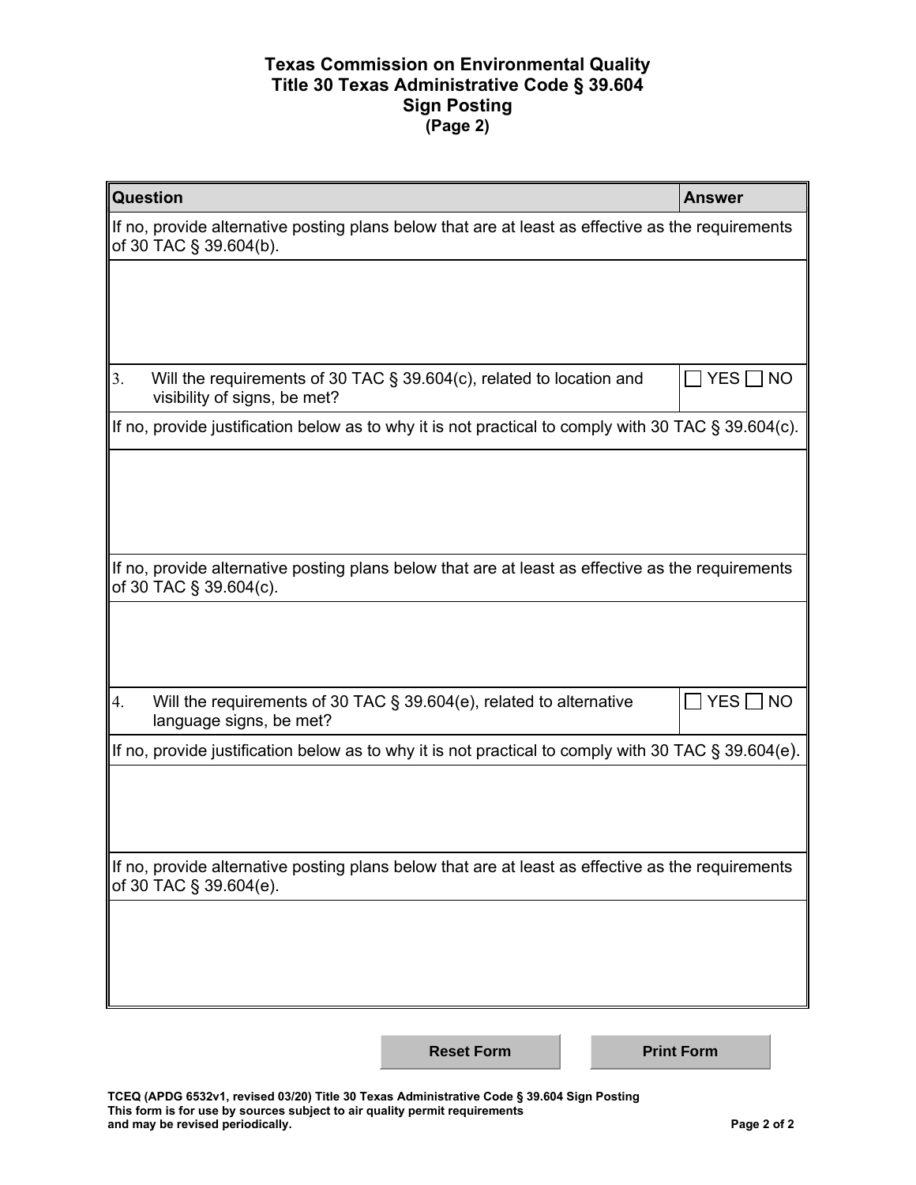# Texas Commission on Environmental Quality
# Title 30 Texas Administrative Code § 39.604
# Sign Posting
**(Page 2)**

| Question | Answer |
|---|---|
| If no, provide alternative posting plans below that are at least as effective as the requirements of 30 TAC § 39.604(b). | |
| | |
| 3. Will the requirements of 30 TAC § 39.604(c), related to location and visibility of signs, be met? | ☐ YES ☐ NO |
| If no, provide justification below as to why it is not practical to comply with 30 TAC § 39.604(c). | |
| | |
| If no, provide alternative posting plans below that are at least as effective as the requirements of 30 TAC § 39.604(c). | |
| | |
| 4. Will the requirements of 30 TAC § 39.604(e), related to alternative language signs, be met? | ☐ YES ☐ NO |
| If no, provide justification below as to why it is not practical to comply with 30 TAC § 39.604(e). | |
| | |
| If no, provide alternative posting plans below that are at least as effective as the requirements of 30 TAC § 39.604(e). | |
| | |

Reset Form | Print Form

**TCEQ (APDG 6532v1, revised 03/20) Title 30 Texas Administrative Code § 39.604 Sign Posting**
**This form is for use by sources subject to air quality permit requirements and may be revised periodically.**